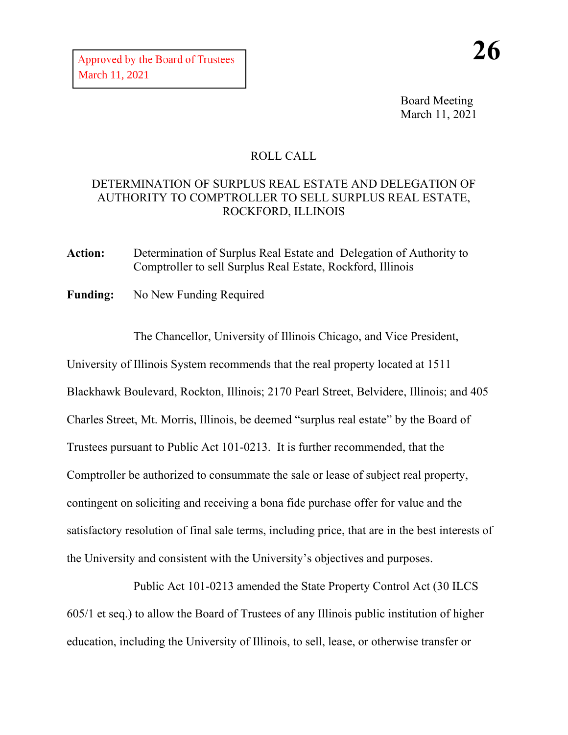Approved by the Board of Trustees
March 11, 2021

**26**

Board Meeting
March 11, 2021

ROLL CALL

DETERMINATION OF SURPLUS REAL ESTATE AND DELEGATION OF AUTHORITY TO COMPTROLLER TO SELL SURPLUS REAL ESTATE, ROCKFORD, ILLINOIS

**Action:** Determination of Surplus Real Estate and Delegation of Authority to Comptroller to sell Surplus Real Estate, Rockford, Illinois

**Funding:** No New Funding Required

The Chancellor, University of Illinois Chicago, and Vice President, University of Illinois System recommends that the real property located at 1511 Blackhawk Boulevard, Rockton, Illinois; 2170 Pearl Street, Belvidere, Illinois; and 405 Charles Street, Mt. Morris, Illinois, be deemed "surplus real estate" by the Board of Trustees pursuant to Public Act 101-0213. It is further recommended, that the Comptroller be authorized to consummate the sale or lease of subject real property, contingent on soliciting and receiving a bona fide purchase offer for value and the satisfactory resolution of final sale terms, including price, that are in the best interests of the University and consistent with the University's objectives and purposes.

Public Act 101-0213 amended the State Property Control Act (30 ILCS 605/1 et seq.) to allow the Board of Trustees of any Illinois public institution of higher education, including the University of Illinois, to sell, lease, or otherwise transfer or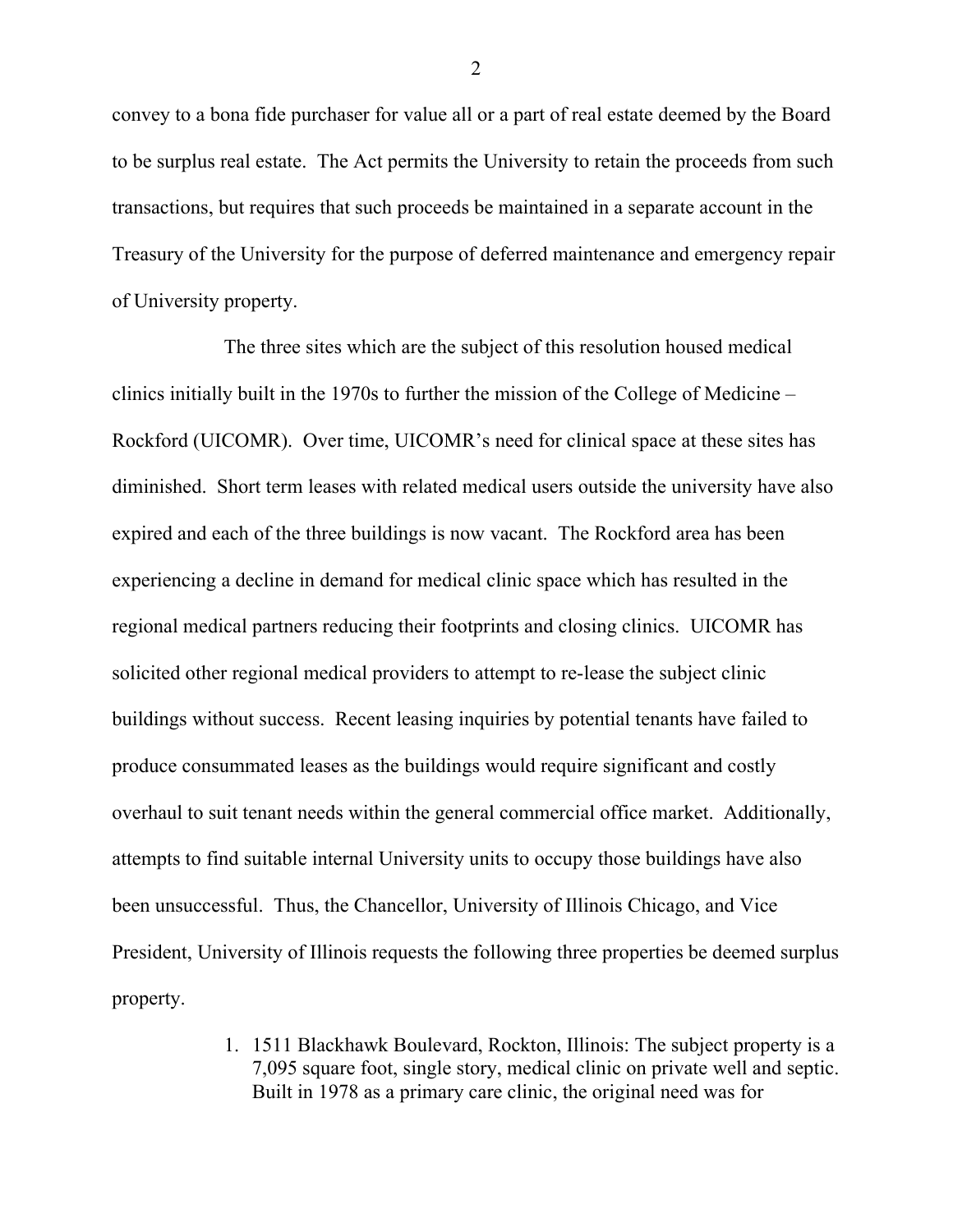convey to a bona fide purchaser for value all or a part of real estate deemed by the Board to be surplus real estate. The Act permits the University to retain the proceeds from such transactions, but requires that such proceeds be maintained in a separate account in the Treasury of the University for the purpose of deferred maintenance and emergency repair of University property.

The three sites which are the subject of this resolution housed medical clinics initially built in the 1970s to further the mission of the College of Medicine – Rockford (UICOMR). Over time, UICOMR's need for clinical space at these sites has diminished. Short term leases with related medical users outside the university have also expired and each of the three buildings is now vacant. The Rockford area has been experiencing a decline in demand for medical clinic space which has resulted in the regional medical partners reducing their footprints and closing clinics. UICOMR has solicited other regional medical providers to attempt to re-lease the subject clinic buildings without success. Recent leasing inquiries by potential tenants have failed to produce consummated leases as the buildings would require significant and costly overhaul to suit tenant needs within the general commercial office market. Additionally, attempts to find suitable internal University units to occupy those buildings have also been unsuccessful. Thus, the Chancellor, University of Illinois Chicago, and Vice President, University of Illinois requests the following three properties be deemed surplus property.

1. 1511 Blackhawk Boulevard, Rockton, Illinois: The subject property is a 7,095 square foot, single story, medical clinic on private well and septic. Built in 1978 as a primary care clinic, the original need was for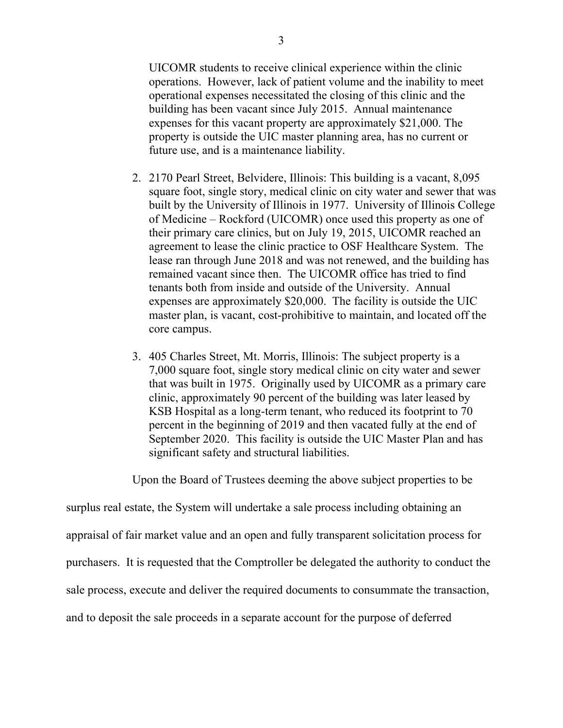UICOMR students to receive clinical experience within the clinic operations. However, lack of patient volume and the inability to meet operational expenses necessitated the closing of this clinic and the building has been vacant since July 2015. Annual maintenance expenses for this vacant property are approximately $21,000. The property is outside the UIC master planning area, has no current or future use, and is a maintenance liability.

2. 2170 Pearl Street, Belvidere, Illinois: This building is a vacant, 8,095 square foot, single story, medical clinic on city water and sewer that was built by the University of Illinois in 1977. University of Illinois College of Medicine – Rockford (UICOMR) once used this property as one of their primary care clinics, but on July 19, 2015, UICOMR reached an agreement to lease the clinic practice to OSF Healthcare System. The lease ran through June 2018 and was not renewed, and the building has remained vacant since then. The UICOMR office has tried to find tenants both from inside and outside of the University. Annual expenses are approximately $20,000. The facility is outside the UIC master plan, is vacant, cost-prohibitive to maintain, and located off the core campus.

3. 405 Charles Street, Mt. Morris, Illinois: The subject property is a 7,000 square foot, single story medical clinic on city water and sewer that was built in 1975. Originally used by UICOMR as a primary care clinic, approximately 90 percent of the building was later leased by KSB Hospital as a long-term tenant, who reduced its footprint to 70 percent in the beginning of 2019 and then vacated fully at the end of September 2020. This facility is outside the UIC Master Plan and has significant safety and structural liabilities.

Upon the Board of Trustees deeming the above subject properties to be surplus real estate, the System will undertake a sale process including obtaining an appraisal of fair market value and an open and fully transparent solicitation process for purchasers. It is requested that the Comptroller be delegated the authority to conduct the sale process, execute and deliver the required documents to consummate the transaction, and to deposit the sale proceeds in a separate account for the purpose of deferred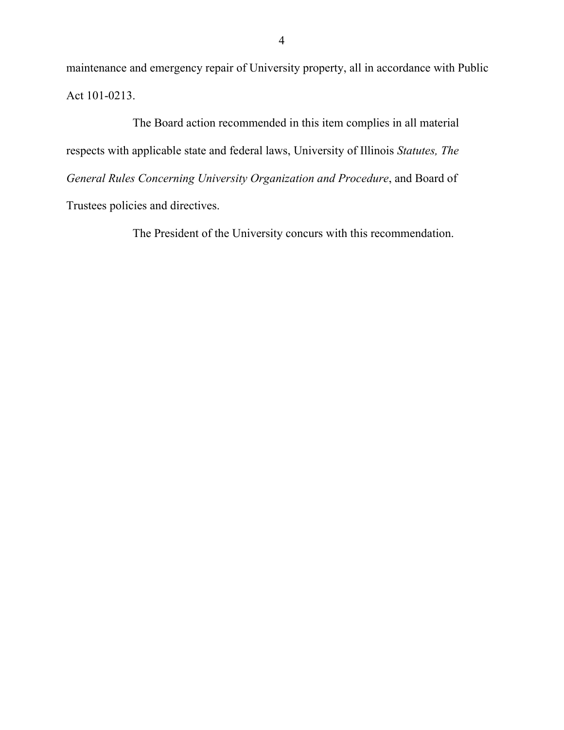maintenance and emergency repair of University property, all in accordance with Public Act 101-0213.

The Board action recommended in this item complies in all material respects with applicable state and federal laws, University of Illinois *Statutes, The General Rules Concerning University Organization and Procedure*, and Board of Trustees policies and directives.

The President of the University concurs with this recommendation.